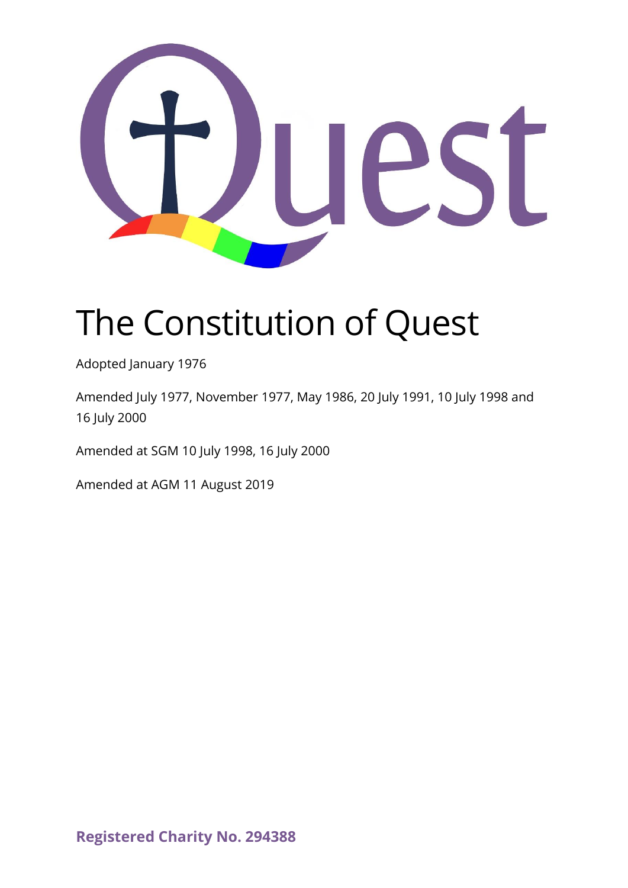# The Constitution of Quest

Adopted January 1976

Amended July 1977, November 1977, May 1986, 20 July 1991, 10 July 1998 and 16 July 2000

Amended at SGM 10 July 1998, 16 July 2000

Amended at AGM 11 August 2019

**Registered Charity No. 294388**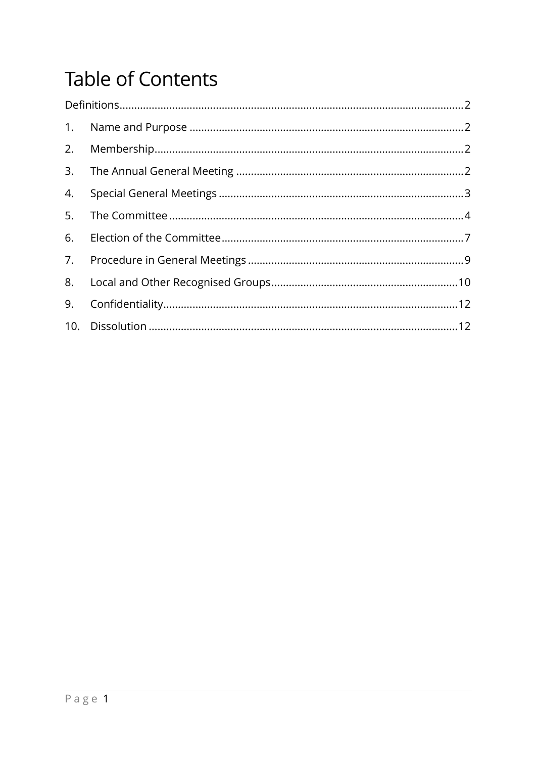# Table of Contents

Definitions.......................................................................................................2

1. Name and Purpose .......................................................................................2
2. Membership....................................................................................................2
3. The Annual General Meeting .......................................................................2
4. Special General Meetings ............................................................................3
5. The Committee ..............................................................................................4
6. Election of the Committee............................................................................7
7. Procedure in General Meetings ....................................................................9
8. Local and Other Recognised Groups..........................................................10
9. Confidentiality...............................................................................................12
10. Dissolution ...................................................................................................12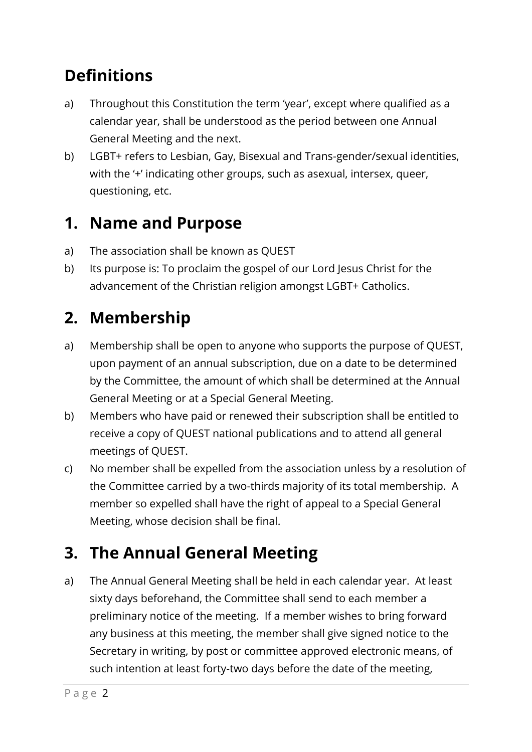## Definitions

a) Throughout this Constitution the term 'year', except where qualified as a calendar year, shall be understood as the period between one Annual General Meeting and the next.

b) LGBT+ refers to Lesbian, Gay, Bisexual and Trans-gender/sexual identities, with the '+' indicating other groups, such as asexual, intersex, queer, questioning, etc.

## 1. Name and Purpose

a) The association shall be known as QUEST

b) Its purpose is: To proclaim the gospel of our Lord Jesus Christ for the advancement of the Christian religion amongst LGBT+ Catholics.

## 2. Membership

a) Membership shall be open to anyone who supports the purpose of QUEST, upon payment of an annual subscription, due on a date to be determined by the Committee, the amount of which shall be determined at the Annual General Meeting or at a Special General Meeting.

b) Members who have paid or renewed their subscription shall be entitled to receive a copy of QUEST national publications and to attend all general meetings of QUEST.

c) No member shall be expelled from the association unless by a resolution of the Committee carried by a two-thirds majority of its total membership. A member so expelled shall have the right of appeal to a Special General Meeting, whose decision shall be final.

## 3. The Annual General Meeting

a) The Annual General Meeting shall be held in each calendar year. At least sixty days beforehand, the Committee shall send to each member a preliminary notice of the meeting. If a member wishes to bring forward any business at this meeting, the member shall give signed notice to the Secretary in writing, by post or committee approved electronic means, of such intention at least forty-two days before the date of the meeting,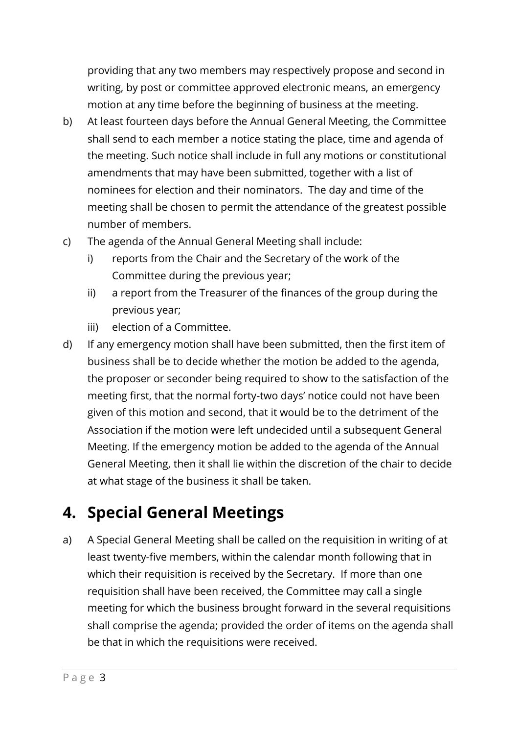providing that any two members may respectively propose and second in writing, by post or committee approved electronic means, an emergency motion at any time before the beginning of business at the meeting.

b) At least fourteen days before the Annual General Meeting, the Committee shall send to each member a notice stating the place, time and agenda of the meeting. Such notice shall include in full any motions or constitutional amendments that may have been submitted, together with a list of nominees for election and their nominators. The day and time of the meeting shall be chosen to permit the attendance of the greatest possible number of members.

c) The agenda of the Annual General Meeting shall include:
   i) reports from the Chair and the Secretary of the work of the Committee during the previous year;
   ii) a report from the Treasurer of the finances of the group during the previous year;
   iii) election of a Committee.

d) If any emergency motion shall have been submitted, then the first item of business shall be to decide whether the motion be added to the agenda, the proposer or seconder being required to show to the satisfaction of the meeting first, that the normal forty-two days' notice could not have been given of this motion and second, that it would be to the detriment of the Association if the motion were left undecided until a subsequent General Meeting. If the emergency motion be added to the agenda of the Annual General Meeting, then it shall lie within the discretion of the chair to decide at what stage of the business it shall be taken.

## 4. Special General Meetings

a) A Special General Meeting shall be called on the requisition in writing of at least twenty-five members, within the calendar month following that in which their requisition is received by the Secretary. If more than one requisition shall have been received, the Committee may call a single meeting for which the business brought forward in the several requisitions shall comprise the agenda; provided the order of items on the agenda shall be that in which the requisitions were received.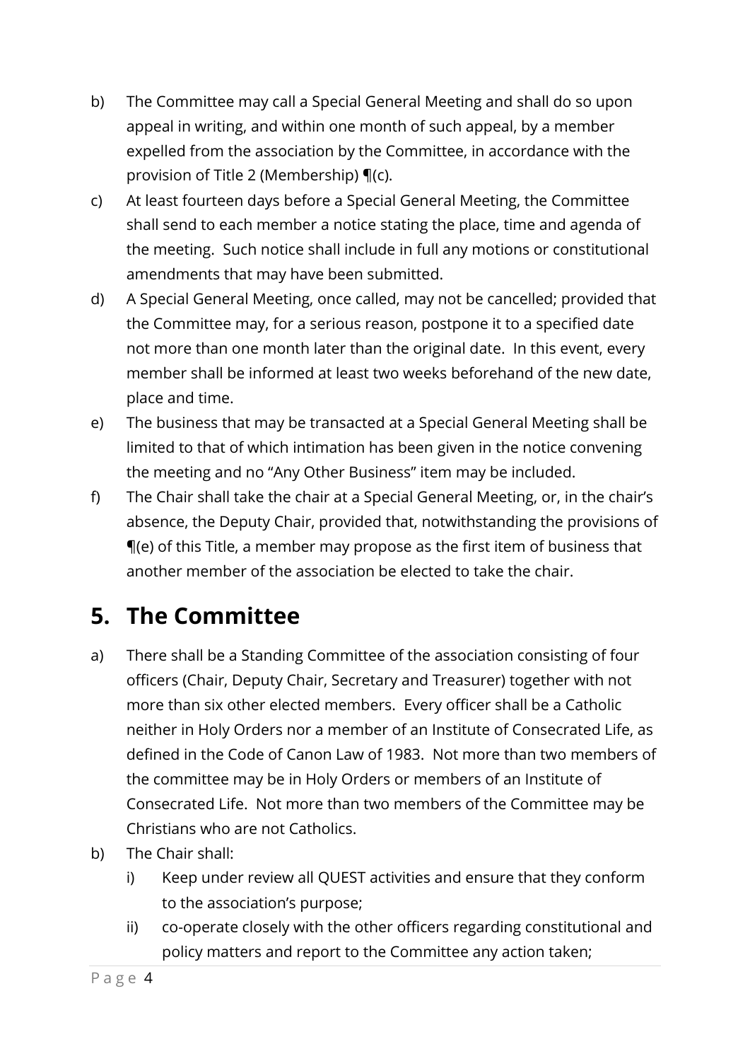b) The Committee may call a Special General Meeting and shall do so upon appeal in writing, and within one month of such appeal, by a member expelled from the association by the Committee, in accordance with the provision of Title 2 (Membership) ¶(c).

c) At least fourteen days before a Special General Meeting, the Committee shall send to each member a notice stating the place, time and agenda of the meeting. Such notice shall include in full any motions or constitutional amendments that may have been submitted.

d) A Special General Meeting, once called, may not be cancelled; provided that the Committee may, for a serious reason, postpone it to a specified date not more than one month later than the original date. In this event, every member shall be informed at least two weeks beforehand of the new date, place and time.

e) The business that may be transacted at a Special General Meeting shall be limited to that of which intimation has been given in the notice convening the meeting and no "Any Other Business" item may be included.

f) The Chair shall take the chair at a Special General Meeting, or, in the chair's absence, the Deputy Chair, provided that, notwithstanding the provisions of ¶(e) of this Title, a member may propose as the first item of business that another member of the association be elected to take the chair.

## 5. The Committee

a) There shall be a Standing Committee of the association consisting of four officers (Chair, Deputy Chair, Secretary and Treasurer) together with not more than six other elected members. Every officer shall be a Catholic neither in Holy Orders nor a member of an Institute of Consecrated Life, as defined in the Code of Canon Law of 1983. Not more than two members of the committee may be in Holy Orders or members of an Institute of Consecrated Life. Not more than two members of the Committee may be Christians who are not Catholics.

b) The Chair shall:
   i) Keep under review all QUEST activities and ensure that they conform to the association's purpose;
   ii) co-operate closely with the other officers regarding constitutional and policy matters and report to the Committee any action taken;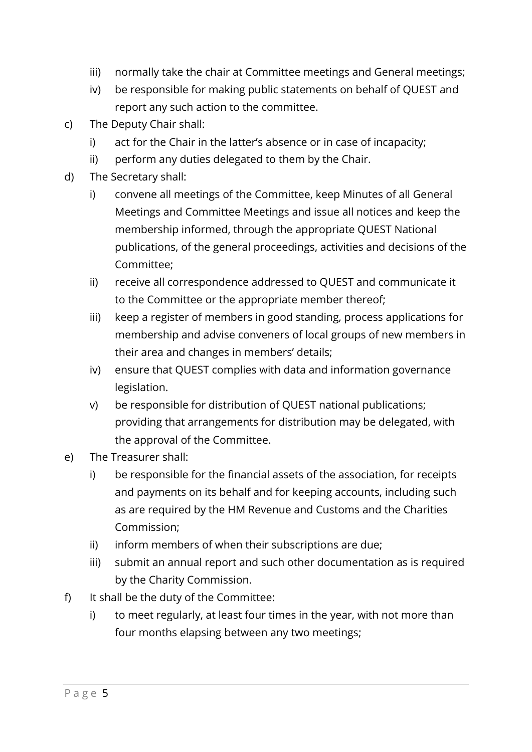iii) normally take the chair at Committee meetings and General meetings;

iv) be responsible for making public statements on behalf of QUEST and report any such action to the committee.

c) The Deputy Chair shall:

i) act for the Chair in the latter's absence or in case of incapacity;

ii) perform any duties delegated to them by the Chair.

d) The Secretary shall:

i) convene all meetings of the Committee, keep Minutes of all General Meetings and Committee Meetings and issue all notices and keep the membership informed, through the appropriate QUEST National publications, of the general proceedings, activities and decisions of the Committee;

ii) receive all correspondence addressed to QUEST and communicate it to the Committee or the appropriate member thereof;

iii) keep a register of members in good standing, process applications for membership and advise conveners of local groups of new members in their area and changes in members' details;

iv) ensure that QUEST complies with data and information governance legislation.

v) be responsible for distribution of QUEST national publications; providing that arrangements for distribution may be delegated, with the approval of the Committee.

e) The Treasurer shall:

i) be responsible for the financial assets of the association, for receipts and payments on its behalf and for keeping accounts, including such as are required by the HM Revenue and Customs and the Charities Commission;

ii) inform members of when their subscriptions are due;

iii) submit an annual report and such other documentation as is required by the Charity Commission.

f) It shall be the duty of the Committee:

i) to meet regularly, at least four times in the year, with not more than four months elapsing between any two meetings;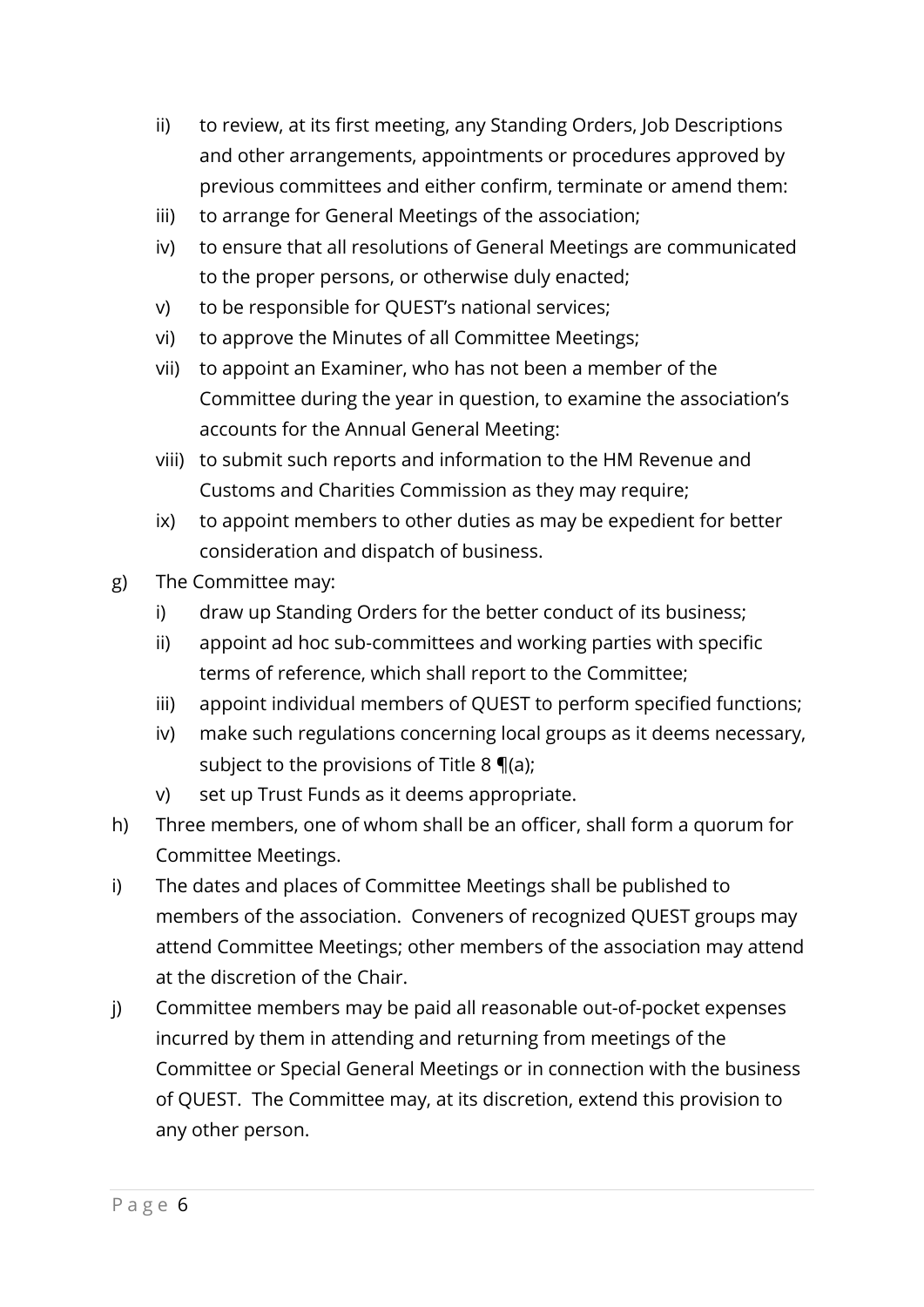- ii) to review, at its first meeting, any Standing Orders, Job Descriptions and other arrangements, appointments or procedures approved by previous committees and either confirm, terminate or amend them:
- iii) to arrange for General Meetings of the association;
- iv) to ensure that all resolutions of General Meetings are communicated to the proper persons, or otherwise duly enacted;
- v) to be responsible for QUEST's national services;
- vi) to approve the Minutes of all Committee Meetings;
- vii) to appoint an Examiner, who has not been a member of the Committee during the year in question, to examine the association's accounts for the Annual General Meeting:
- viii) to submit such reports and information to the HM Revenue and Customs and Charities Commission as they may require;
- ix) to appoint members to other duties as may be expedient for better consideration and dispatch of business.

g) The Committee may:

- i) draw up Standing Orders for the better conduct of its business;
- ii) appoint ad hoc sub-committees and working parties with specific terms of reference, which shall report to the Committee;
- iii) appoint individual members of QUEST to perform specified functions;
- iv) make such regulations concerning local groups as it deems necessary, subject to the provisions of Title 8 ¶(a);
- v) set up Trust Funds as it deems appropriate.

h) Three members, one of whom shall be an officer, shall form a quorum for Committee Meetings.

i) The dates and places of Committee Meetings shall be published to members of the association. Conveners of recognized QUEST groups may attend Committee Meetings; other members of the association may attend at the discretion of the Chair.

j) Committee members may be paid all reasonable out-of-pocket expenses incurred by them in attending and returning from meetings of the Committee or Special General Meetings or in connection with the business of QUEST. The Committee may, at its discretion, extend this provision to any other person.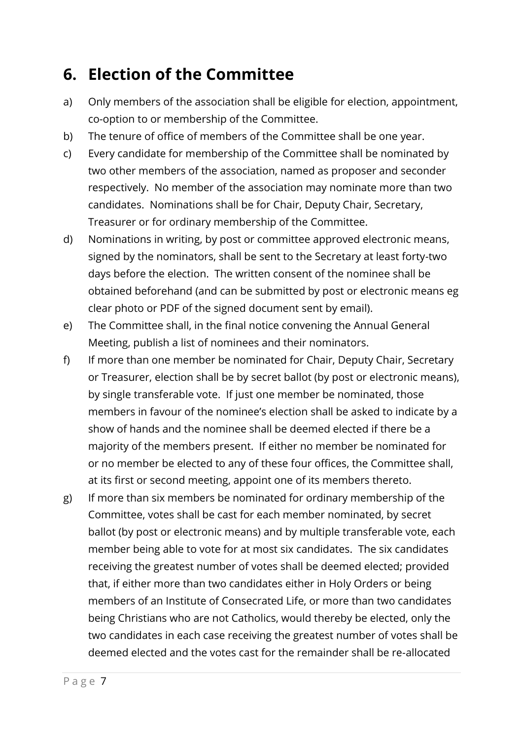## 6. Election of the Committee

a) Only members of the association shall be eligible for election, appointment, co-option to or membership of the Committee.

b) The tenure of office of members of the Committee shall be one year.

c) Every candidate for membership of the Committee shall be nominated by two other members of the association, named as proposer and seconder respectively. No member of the association may nominate more than two candidates. Nominations shall be for Chair, Deputy Chair, Secretary, Treasurer or for ordinary membership of the Committee.

d) Nominations in writing, by post or committee approved electronic means, signed by the nominators, shall be sent to the Secretary at least forty-two days before the election. The written consent of the nominee shall be obtained beforehand (and can be submitted by post or electronic means eg clear photo or PDF of the signed document sent by email).

e) The Committee shall, in the final notice convening the Annual General Meeting, publish a list of nominees and their nominators.

f) If more than one member be nominated for Chair, Deputy Chair, Secretary or Treasurer, election shall be by secret ballot (by post or electronic means), by single transferable vote. If just one member be nominated, those members in favour of the nominee's election shall be asked to indicate by a show of hands and the nominee shall be deemed elected if there be a majority of the members present. If either no member be nominated for or no member be elected to any of these four offices, the Committee shall, at its first or second meeting, appoint one of its members thereto.

g) If more than six members be nominated for ordinary membership of the Committee, votes shall be cast for each member nominated, by secret ballot (by post or electronic means) and by multiple transferable vote, each member being able to vote for at most six candidates. The six candidates receiving the greatest number of votes shall be deemed elected; provided that, if either more than two candidates either in Holy Orders or being members of an Institute of Consecrated Life, or more than two candidates being Christians who are not Catholics, would thereby be elected, only the two candidates in each case receiving the greatest number of votes shall be deemed elected and the votes cast for the remainder shall be re-allocated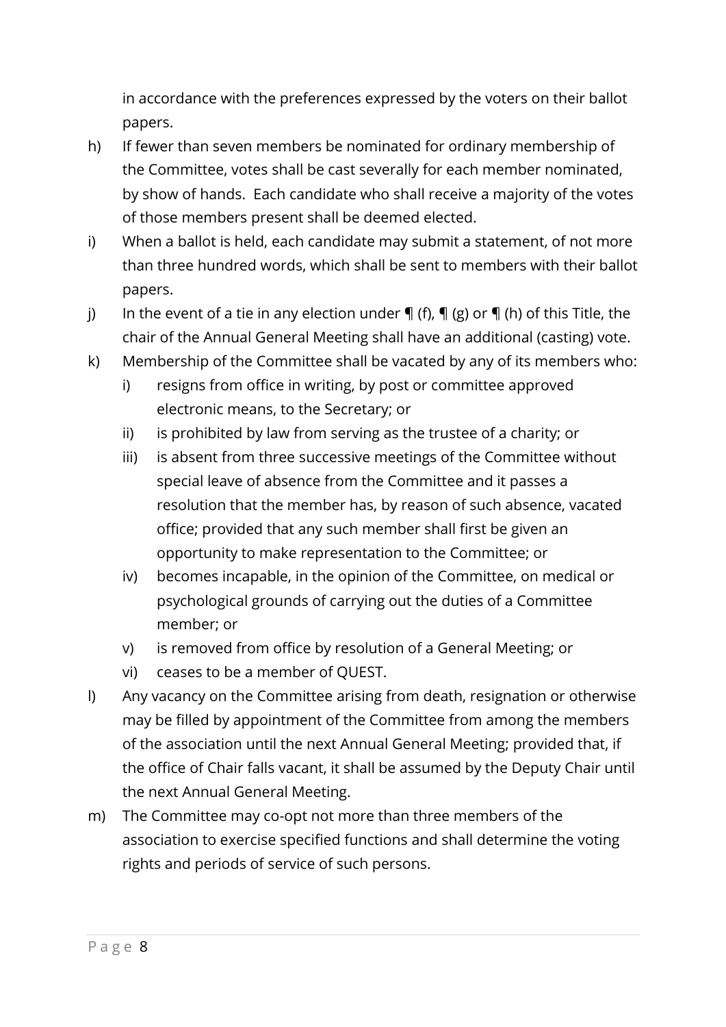in accordance with the preferences expressed by the voters on their ballot papers.

h) If fewer than seven members be nominated for ordinary membership of the Committee, votes shall be cast severally for each member nominated, by show of hands. Each candidate who shall receive a majority of the votes of those members present shall be deemed elected.

i) When a ballot is held, each candidate may submit a statement, of not more than three hundred words, which shall be sent to members with their ballot papers.

j) In the event of a tie in any election under ¶ (f), ¶ (g) or ¶ (h) of this Title, the chair of the Annual General Meeting shall have an additional (casting) vote.

k) Membership of the Committee shall be vacated by any of its members who:

   i) resigns from office in writing, by post or committee approved electronic means, to the Secretary; or
   
   ii) is prohibited by law from serving as the trustee of a charity; or
   
   iii) is absent from three successive meetings of the Committee without special leave of absence from the Committee and it passes a resolution that the member has, by reason of such absence, vacated office; provided that any such member shall first be given an opportunity to make representation to the Committee; or
   
   iv) becomes incapable, in the opinion of the Committee, on medical or psychological grounds of carrying out the duties of a Committee member; or
   
   v) is removed from office by resolution of a General Meeting; or
   
   vi) ceases to be a member of QUEST.

l) Any vacancy on the Committee arising from death, resignation or otherwise may be filled by appointment of the Committee from among the members of the association until the next Annual General Meeting; provided that, if the office of Chair falls vacant, it shall be assumed by the Deputy Chair until the next Annual General Meeting.

m) The Committee may co-opt not more than three members of the association to exercise specified functions and shall determine the voting rights and periods of service of such persons.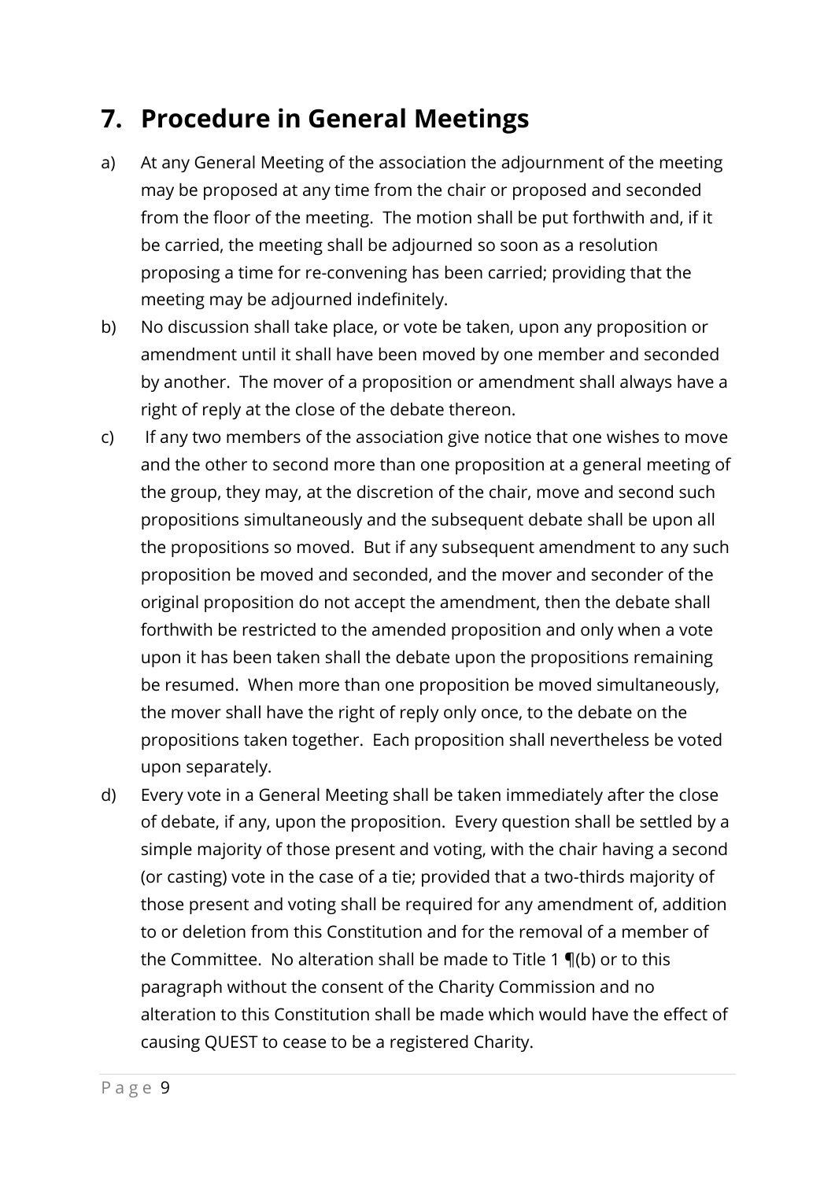## 7. Procedure in General Meetings

a) At any General Meeting of the association the adjournment of the meeting may be proposed at any time from the chair or proposed and seconded from the floor of the meeting. The motion shall be put forthwith and, if it be carried, the meeting shall be adjourned so soon as a resolution proposing a time for re-convening has been carried; providing that the meeting may be adjourned indefinitely.

b) No discussion shall take place, or vote be taken, upon any proposition or amendment until it shall have been moved by one member and seconded by another. The mover of a proposition or amendment shall always have a right of reply at the close of the debate thereon.

c) If any two members of the association give notice that one wishes to move and the other to second more than one proposition at a general meeting of the group, they may, at the discretion of the chair, move and second such propositions simultaneously and the subsequent debate shall be upon all the propositions so moved. But if any subsequent amendment to any such proposition be moved and seconded, and the mover and seconder of the original proposition do not accept the amendment, then the debate shall forthwith be restricted to the amended proposition and only when a vote upon it has been taken shall the debate upon the propositions remaining be resumed. When more than one proposition be moved simultaneously, the mover shall have the right of reply only once, to the debate on the propositions taken together. Each proposition shall nevertheless be voted upon separately.

d) Every vote in a General Meeting shall be taken immediately after the close of debate, if any, upon the proposition. Every question shall be settled by a simple majority of those present and voting, with the chair having a second (or casting) vote in the case of a tie; provided that a two-thirds majority of those present and voting shall be required for any amendment of, addition to or deletion from this Constitution and for the removal of a member of the Committee. No alteration shall be made to Title 1 ¶(b) or to this paragraph without the consent of the Charity Commission and no alteration to this Constitution shall be made which would have the effect of causing QUEST to cease to be a registered Charity.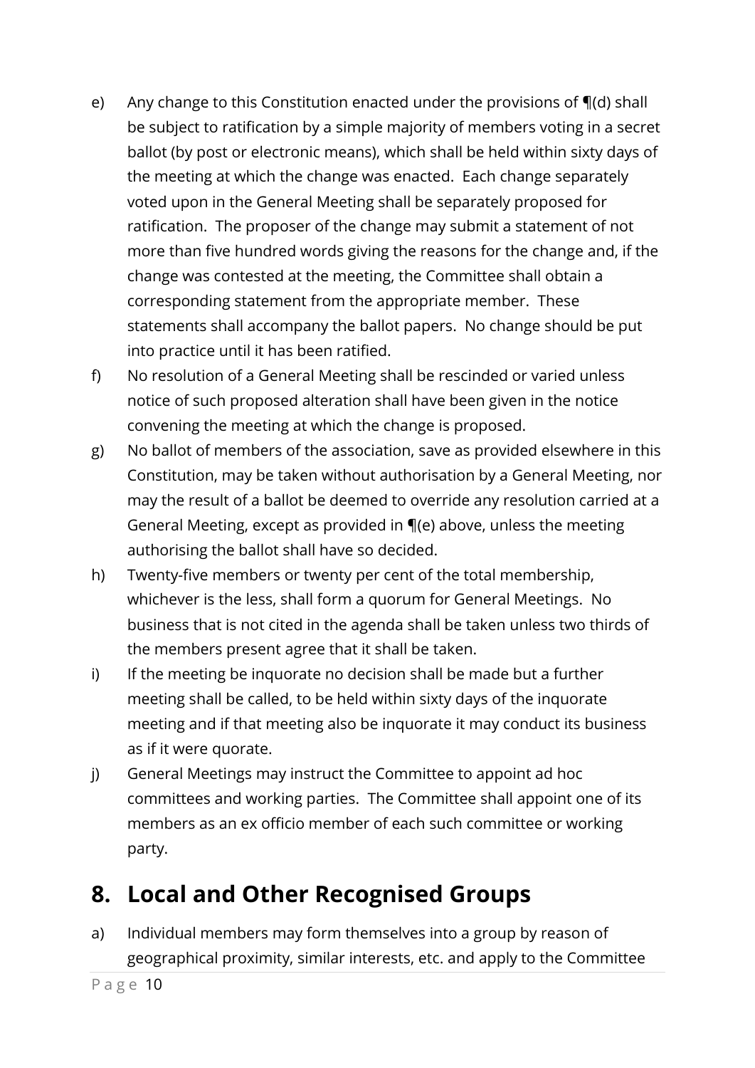e) Any change to this Constitution enacted under the provisions of ¶(d) shall be subject to ratification by a simple majority of members voting in a secret ballot (by post or electronic means), which shall be held within sixty days of the meeting at which the change was enacted. Each change separately voted upon in the General Meeting shall be separately proposed for ratification. The proposer of the change may submit a statement of not more than five hundred words giving the reasons for the change and, if the change was contested at the meeting, the Committee shall obtain a corresponding statement from the appropriate member. These statements shall accompany the ballot papers. No change should be put into practice until it has been ratified.

f) No resolution of a General Meeting shall be rescinded or varied unless notice of such proposed alteration shall have been given in the notice convening the meeting at which the change is proposed.

g) No ballot of members of the association, save as provided elsewhere in this Constitution, may be taken without authorisation by a General Meeting, nor may the result of a ballot be deemed to override any resolution carried at a General Meeting, except as provided in ¶(e) above, unless the meeting authorising the ballot shall have so decided.

h) Twenty-five members or twenty per cent of the total membership, whichever is the less, shall form a quorum for General Meetings. No business that is not cited in the agenda shall be taken unless two thirds of the members present agree that it shall be taken.

i) If the meeting be inquorate no decision shall be made but a further meeting shall be called, to be held within sixty days of the inquorate meeting and if that meeting also be inquorate it may conduct its business as if it were quorate.

j) General Meetings may instruct the Committee to appoint ad hoc committees and working parties. The Committee shall appoint one of its members as an ex officio member of each such committee or working party.

## 8. Local and Other Recognised Groups

a) Individual members may form themselves into a group by reason of geographical proximity, similar interests, etc. and apply to the Committee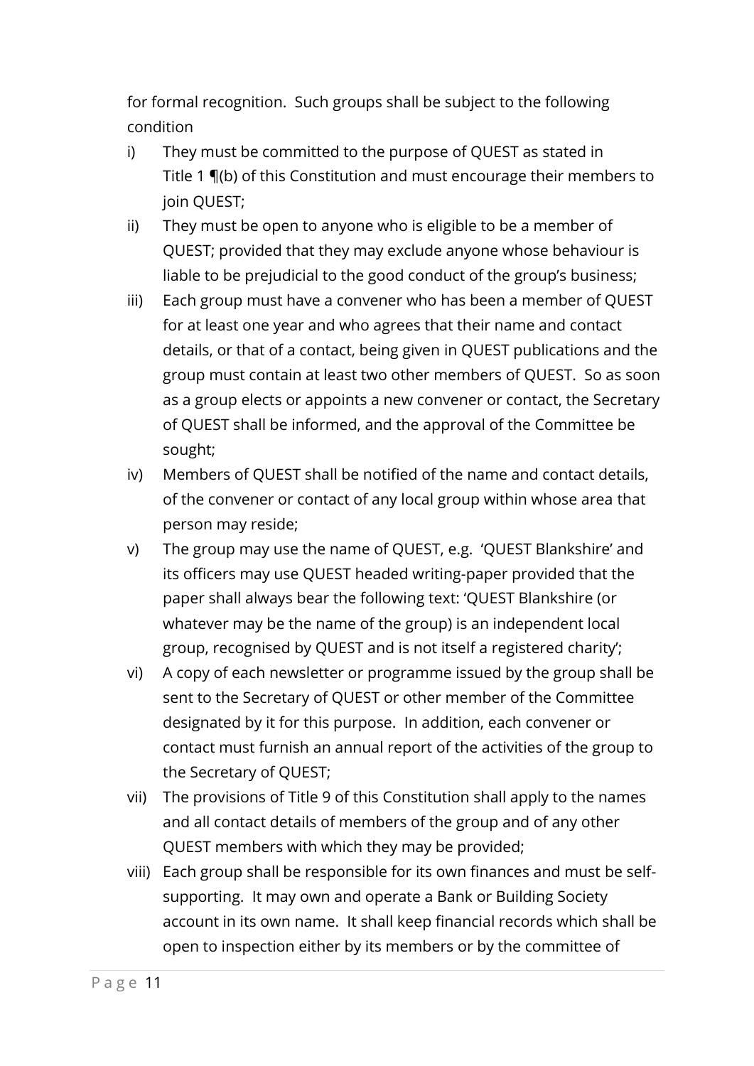for formal recognition. Such groups shall be subject to the following condition

i) They must be committed to the purpose of QUEST as stated in Title 1 ¶(b) of this Constitution and must encourage their members to join QUEST;

ii) They must be open to anyone who is eligible to be a member of QUEST; provided that they may exclude anyone whose behaviour is liable to be prejudicial to the good conduct of the group's business;

iii) Each group must have a convener who has been a member of QUEST for at least one year and who agrees that their name and contact details, or that of a contact, being given in QUEST publications and the group must contain at least two other members of QUEST. So as soon as a group elects or appoints a new convener or contact, the Secretary of QUEST shall be informed, and the approval of the Committee be sought;

iv) Members of QUEST shall be notified of the name and contact details, of the convener or contact of any local group within whose area that person may reside;

v) The group may use the name of QUEST, e.g. 'QUEST Blankshire' and its officers may use QUEST headed writing-paper provided that the paper shall always bear the following text: 'QUEST Blankshire (or whatever may be the name of the group) is an independent local group, recognised by QUEST and is not itself a registered charity';

vi) A copy of each newsletter or programme issued by the group shall be sent to the Secretary of QUEST or other member of the Committee designated by it for this purpose. In addition, each convener or contact must furnish an annual report of the activities of the group to the Secretary of QUEST;

vii) The provisions of Title 9 of this Constitution shall apply to the names and all contact details of members of the group and of any other QUEST members with which they may be provided;

viii) Each group shall be responsible for its own finances and must be self-supporting. It may own and operate a Bank or Building Society account in its own name. It shall keep financial records which shall be open to inspection either by its members or by the committee of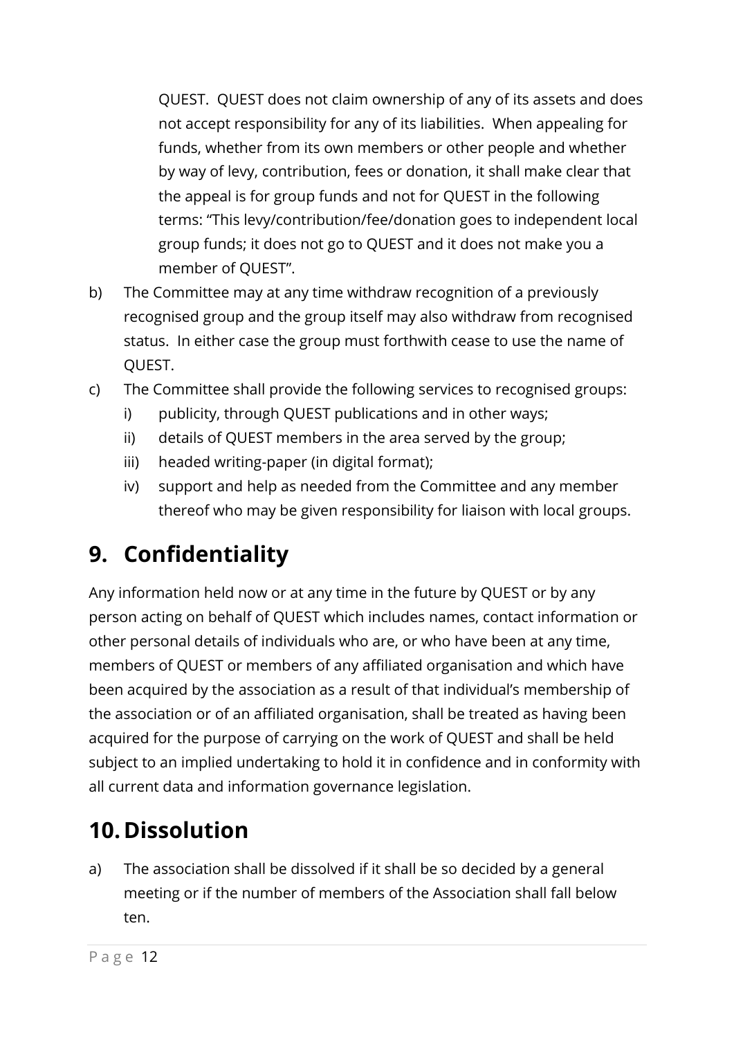QUEST. QUEST does not claim ownership of any of its assets and does not accept responsibility for any of its liabilities. When appealing for funds, whether from its own members or other people and whether by way of levy, contribution, fees or donation, it shall make clear that the appeal is for group funds and not for QUEST in the following terms: "This levy/contribution/fee/donation goes to independent local group funds; it does not go to QUEST and it does not make you a member of QUEST".

b) The Committee may at any time withdraw recognition of a previously recognised group and the group itself may also withdraw from recognised status. In either case the group must forthwith cease to use the name of QUEST.

c) The Committee shall provide the following services to recognised groups:
   i) publicity, through QUEST publications and in other ways;
   ii) details of QUEST members in the area served by the group;
   iii) headed writing-paper (in digital format);
   iv) support and help as needed from the Committee and any member thereof who may be given responsibility for liaison with local groups.

# 9. Confidentiality

Any information held now or at any time in the future by QUEST or by any person acting on behalf of QUEST which includes names, contact information or other personal details of individuals who are, or who have been at any time, members of QUEST or members of any affiliated organisation and which have been acquired by the association as a result of that individual's membership of the association or of an affiliated organisation, shall be treated as having been acquired for the purpose of carrying on the work of QUEST and shall be held subject to an implied undertaking to hold it in confidence and in conformity with all current data and information governance legislation.

# 10. Dissolution

a) The association shall be dissolved if it shall be so decided by a general meeting or if the number of members of the Association shall fall below ten.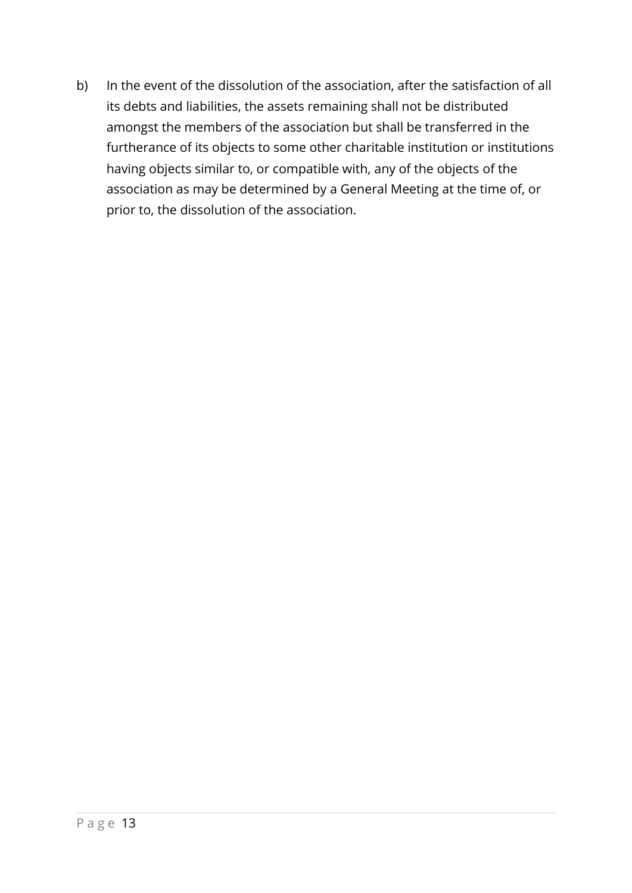b) In the event of the dissolution of the association, after the satisfaction of all its debts and liabilities, the assets remaining shall not be distributed amongst the members of the association but shall be transferred in the furtherance of its objects to some other charitable institution or institutions having objects similar to, or compatible with, any of the objects of the association as may be determined by a General Meeting at the time of, or prior to, the dissolution of the association.